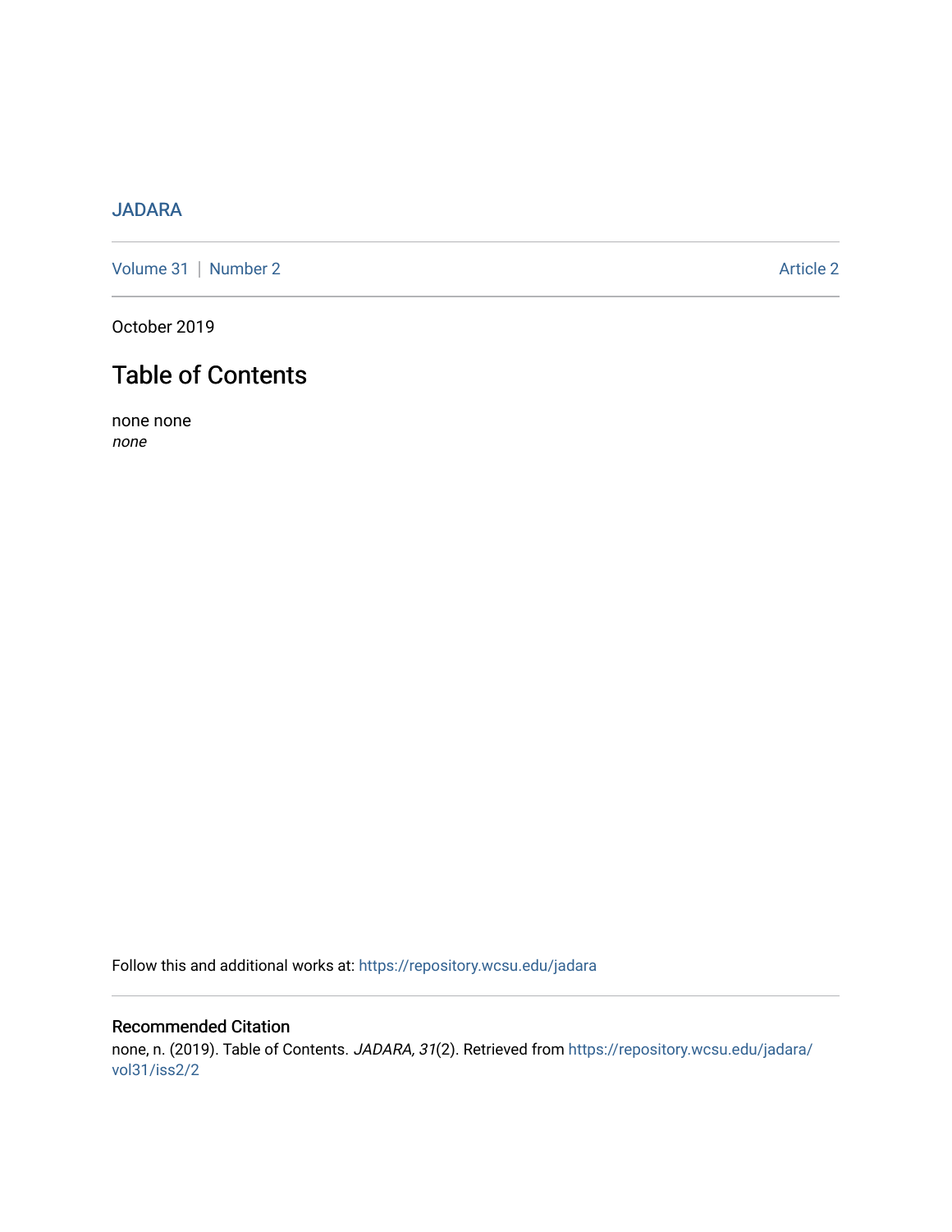JADARA

Volume 31 | Number 2 Article 2

October 2019

# Table of Contents

none none
*none*

Follow this and additional works at: https://repository.wcsu.edu/jadara

## Recommended Citation

none, n. (2019). Table of Contents. *JADARA, 31*(2). Retrieved from https://repository.wcsu.edu/jadara/vol31/iss2/2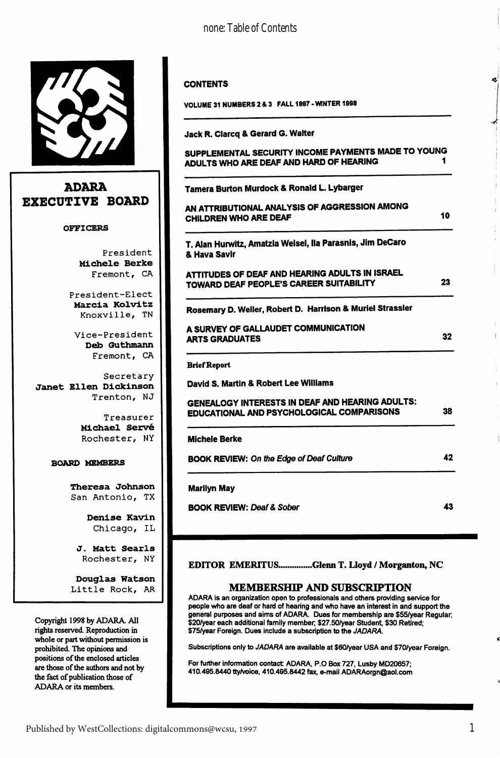## ADARA EXECUTIVE BOARD

### OFFICERS

President
**Michele Berke**
Fremont, CA

President-Elect
**Marcia Kolvitz**
Knoxville, TN

Vice-President
**Deb Guthmann**
Fremont, CA

Secretary
**Janet Ellen Dickinson**
Trenton, NJ

Treasurer
**Michael Servé**
Rochester, NY

### BOARD MEMBERS

**Theresa Johnson**
San Antonio, TX

**Denise Kavin**
Chicago, IL

**J. Matt Searls**
Rochester, NY

**Douglas Watson**
Little Rock, AR

Copyright 1998 by ADARA. All rights reserved. Reproduction in whole or part without permission is prohibited. The opinions and positions of the enclosed articles are those of the authors and not by the fact of publication those of ADARA or its members.

## CONTENTS

**VOLUME 31 NUMBERS 2 & 3 FALL 1997 - WINTER 1998**

**Jack R. Clarcq & Gerard G. Walter**

**SUPPLEMENTAL SECURITY INCOME PAYMENTS MADE TO YOUNG ADULTS WHO ARE DEAF AND HARD OF HEARING** 1

**Tamera Burton Murdock & Ronald L. Lybarger**

**AN ATTRIBUTIONAL ANALYSIS OF AGGRESSION AMONG CHILDREN WHO ARE DEAF** 10

**T. Alan Hurwitz, Amatzia Weisel, Ila Parasnis, Jim DeCaro & Hava Savir**

**ATTITUDES OF DEAF AND HEARING ADULTS IN ISRAEL TOWARD DEAF PEOPLE'S CAREER SUITABILITY** 23

**Rosemary D. Weller, Robert D. Harrison & Muriel Strassler**

**A SURVEY OF GALLAUDET COMMUNICATION ARTS GRADUATES** 32

**Brief Report**

**David S. Martin & Robert Lee Williams**

**GENEALOGY INTERESTS IN DEAF AND HEARING ADULTS: EDUCATIONAL AND PSYCHOLOGICAL COMPARISONS** 38

**Michele Berke**

**BOOK REVIEW:** ***On the Edge of Deaf Culture*** 42

**Marilyn May**

**BOOK REVIEW:** ***Deaf & Sober*** 43

**EDITOR EMERITUS...............Glenn T. Lloyd / Morganton, NC**

### MEMBERSHIP AND SUBSCRIPTION

ADARA is an organization open to professionals and others providing service for people who are deaf or hard of hearing and who have an interest in and support the general purposes and aims of ADARA. Dues for membership are $55/year Regular, $20/year each additional family member, $27.50/year Student, $30 Retired; $75/year Foreign. Dues include a subscription to the *JADARA*.

Subscriptions only to *JADARA* are available at $60/year USA and $70/year Foreign.

For further information contact: ADARA, P.O Box 727, Lusby MD20657; 410.495.8440 tty/voice, 410.495.8442 fax, e-mail ADARAorgn@aol.com